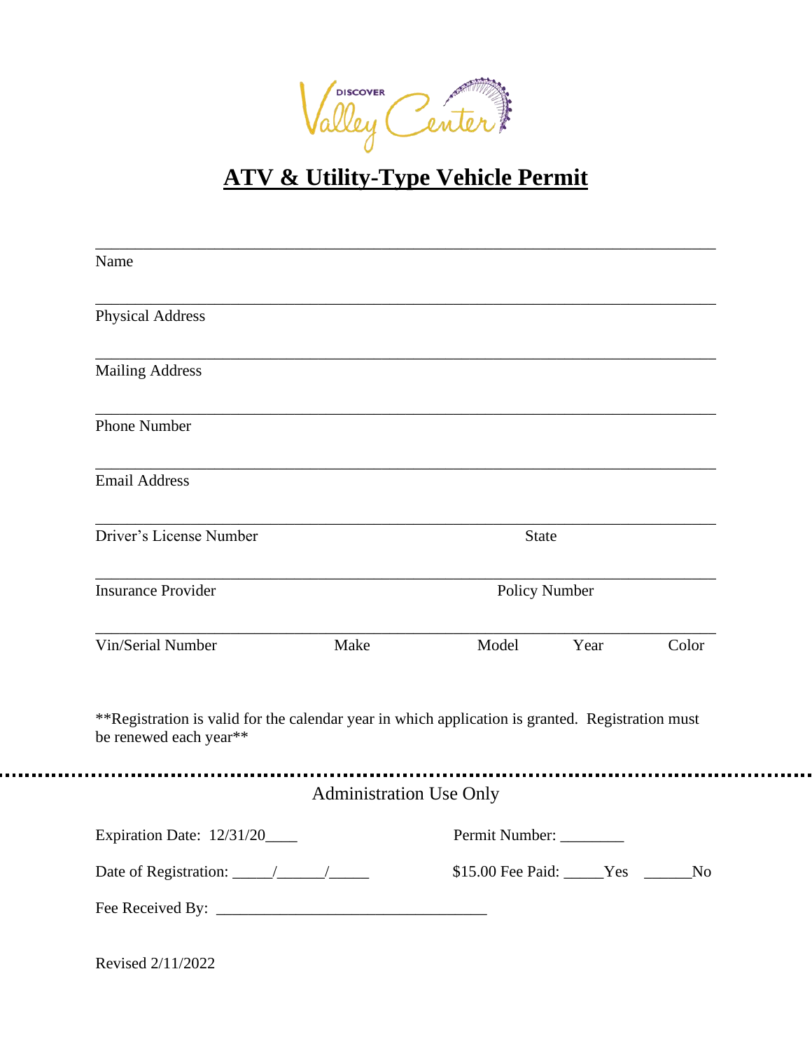Discover Valley Center

# ATV & Utility-Type Vehicle Permit

\_\_\_\_\_\_\_\_\_\_\_\_\_\_\_\_\_\_\_\_\_\_\_\_\_\_\_\_\_\_\_\_\_\_\_\_\_\_\_\_\_\_\_\_\_\_\_\_\_\_\_\_\_\_\_\_\_\_\_\_\_\_\_\_\_\_\_\_\_\_

Name

\_\_\_\_\_\_\_\_\_\_\_\_\_\_\_\_\_\_\_\_\_\_\_\_\_\_\_\_\_\_\_\_\_\_\_\_\_\_\_\_\_\_\_\_\_\_\_\_\_\_\_\_\_\_\_\_\_\_\_\_\_\_\_\_\_\_\_\_\_\_

Physical Address

\_\_\_\_\_\_\_\_\_\_\_\_\_\_\_\_\_\_\_\_\_\_\_\_\_\_\_\_\_\_\_\_\_\_\_\_\_\_\_\_\_\_\_\_\_\_\_\_\_\_\_\_\_\_\_\_\_\_\_\_\_\_\_\_\_\_\_\_\_\_

Mailing Address

\_\_\_\_\_\_\_\_\_\_\_\_\_\_\_\_\_\_\_\_\_\_\_\_\_\_\_\_\_\_\_\_\_\_\_\_\_\_\_\_\_\_\_\_\_\_\_\_\_\_\_\_\_\_\_\_\_\_\_\_\_\_\_\_\_\_\_\_\_\_

Phone Number

\_\_\_\_\_\_\_\_\_\_\_\_\_\_\_\_\_\_\_\_\_\_\_\_\_\_\_\_\_\_\_\_\_\_\_\_\_\_\_\_\_\_\_\_\_\_\_\_\_\_\_\_\_\_\_\_\_\_\_\_\_\_\_\_\_\_\_\_\_\_

Email Address

\_\_\_\_\_\_\_\_\_\_\_\_\_\_\_\_\_\_\_\_\_\_\_\_\_\_\_\_\_\_\_\_\_\_\_\_\_\_\_\_\_\_\_\_\_\_\_\_\_\_\_\_\_\_\_\_\_\_\_\_\_\_\_\_\_\_\_\_\_\_

Driver's License Number State

\_\_\_\_\_\_\_\_\_\_\_\_\_\_\_\_\_\_\_\_\_\_\_\_\_\_\_\_\_\_\_\_\_\_\_\_\_\_\_\_\_\_\_\_\_\_\_\_\_\_\_\_\_\_\_\_\_\_\_\_\_\_\_\_\_\_\_\_\_\_

Insurance Provider Policy Number

\_\_\_\_\_\_\_\_\_\_\_\_\_\_\_\_\_\_\_\_\_\_\_\_\_\_\_\_\_\_\_\_\_\_\_\_\_\_\_\_\_\_\_\_\_\_\_\_\_\_\_\_\_\_\_\_\_\_\_\_\_\_\_\_\_\_\_\_\_\_

Vin/Serial Number Make Model Year Color

**Registration is valid for the calendar year in which application is granted. Registration must be renewed each year**

---

Administration Use Only

Expiration Date: 12/31/20\_\_\_\_ Permit Number: \_\_\_\_\_\_\_\_

Date of Registration: \_\_\_\_\_/\_\_\_\_\_\_/\_\_\_\_\_ $15.00 Fee Paid: \_\_\_\_\_Yes \_\_\_\_\_\_No

Fee Received By: \_\_\_\_\_\_\_\_\_\_\_\_\_\_\_\_\_\_\_\_\_\_\_\_\_\_\_\_\_\_\_\_\_\_\_

Revised 2/11/2022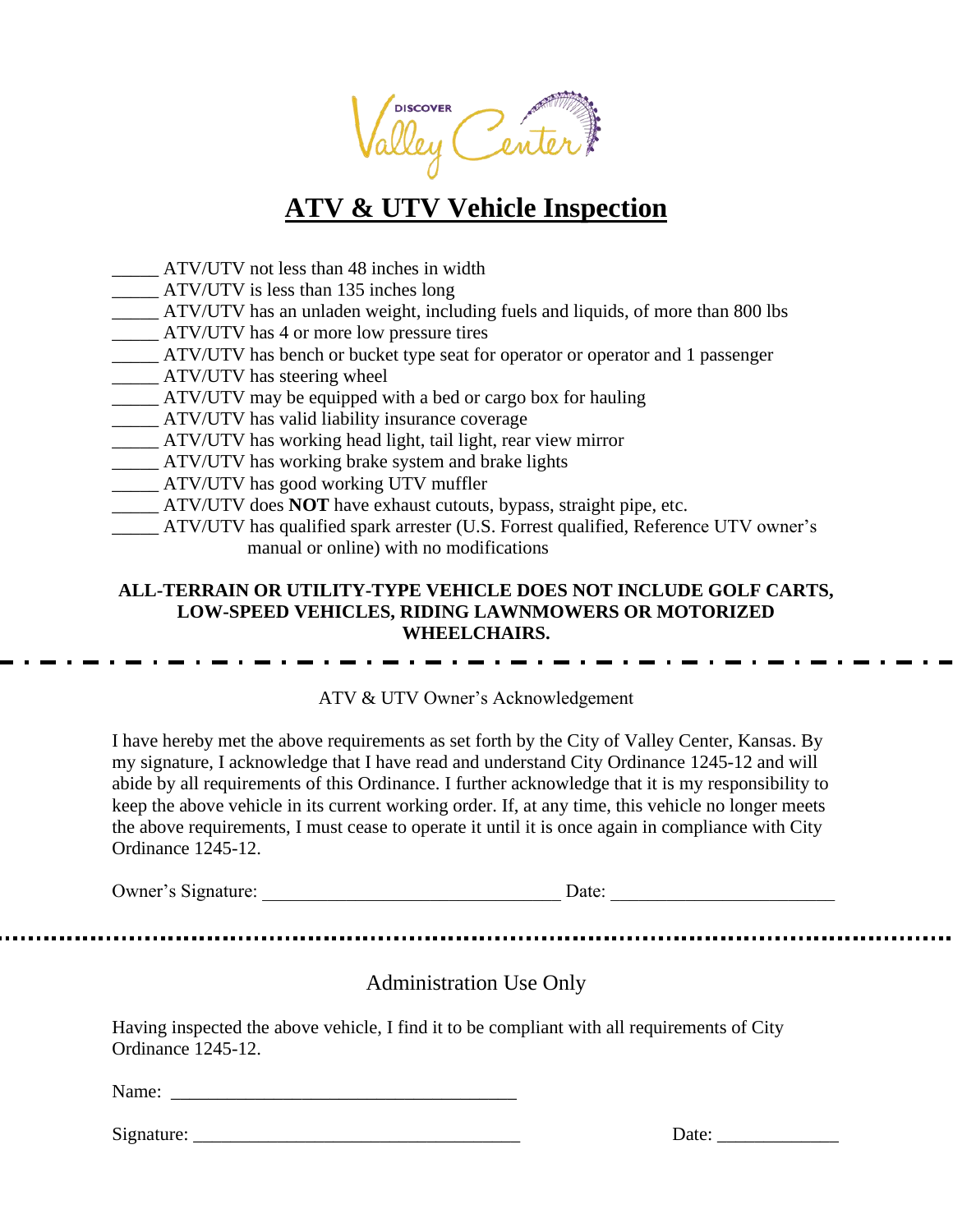DISCOVER Valley Center

# ATV & UTV Vehicle Inspection

_____ ATV/UTV not less than 48 inches in width
_____ ATV/UTV is less than 135 inches long
_____ ATV/UTV has an unladen weight, including fuels and liquids, of more than 800 lbs
_____ ATV/UTV has 4 or more low pressure tires
_____ ATV/UTV has bench or bucket type seat for operator or operator and 1 passenger
_____ ATV/UTV has steering wheel
_____ ATV/UTV may be equipped with a bed or cargo box for hauling
_____ ATV/UTV has valid liability insurance coverage
_____ ATV/UTV has working head light, tail light, rear view mirror
_____ ATV/UTV has working brake system and brake lights
_____ ATV/UTV has good working UTV muffler
_____ ATV/UTV does **NOT** have exhaust cutouts, bypass, straight pipe, etc.
_____ ATV/UTV has qualified spark arrester (U.S. Forrest qualified, Reference UTV owner's manual or online) with no modifications

**ALL-TERRAIN OR UTILITY-TYPE VEHICLE DOES NOT INCLUDE GOLF CARTS, LOW-SPEED VEHICLES, RIDING LAWNMOWERS OR MOTORIZED WHEELCHAIRS.**

---

ATV & UTV Owner's Acknowledgement

I have hereby met the above requirements as set forth by the City of Valley Center, Kansas. By my signature, I acknowledge that I have read and understand City Ordinance 1245-12 and will abide by all requirements of this Ordinance. I further acknowledge that it is my responsibility to keep the above vehicle in its current working order. If, at any time, this vehicle no longer meets the above requirements, I must cease to operate it until it is once again in compliance with City Ordinance 1245-12.

Owner's Signature: ________________________________ Date: ________________________

---

Administration Use Only

Having inspected the above vehicle, I find it to be compliant with all requirements of City Ordinance 1245-12.

Name: ______________________________________

Signature: ___________________________________ Date: _____________